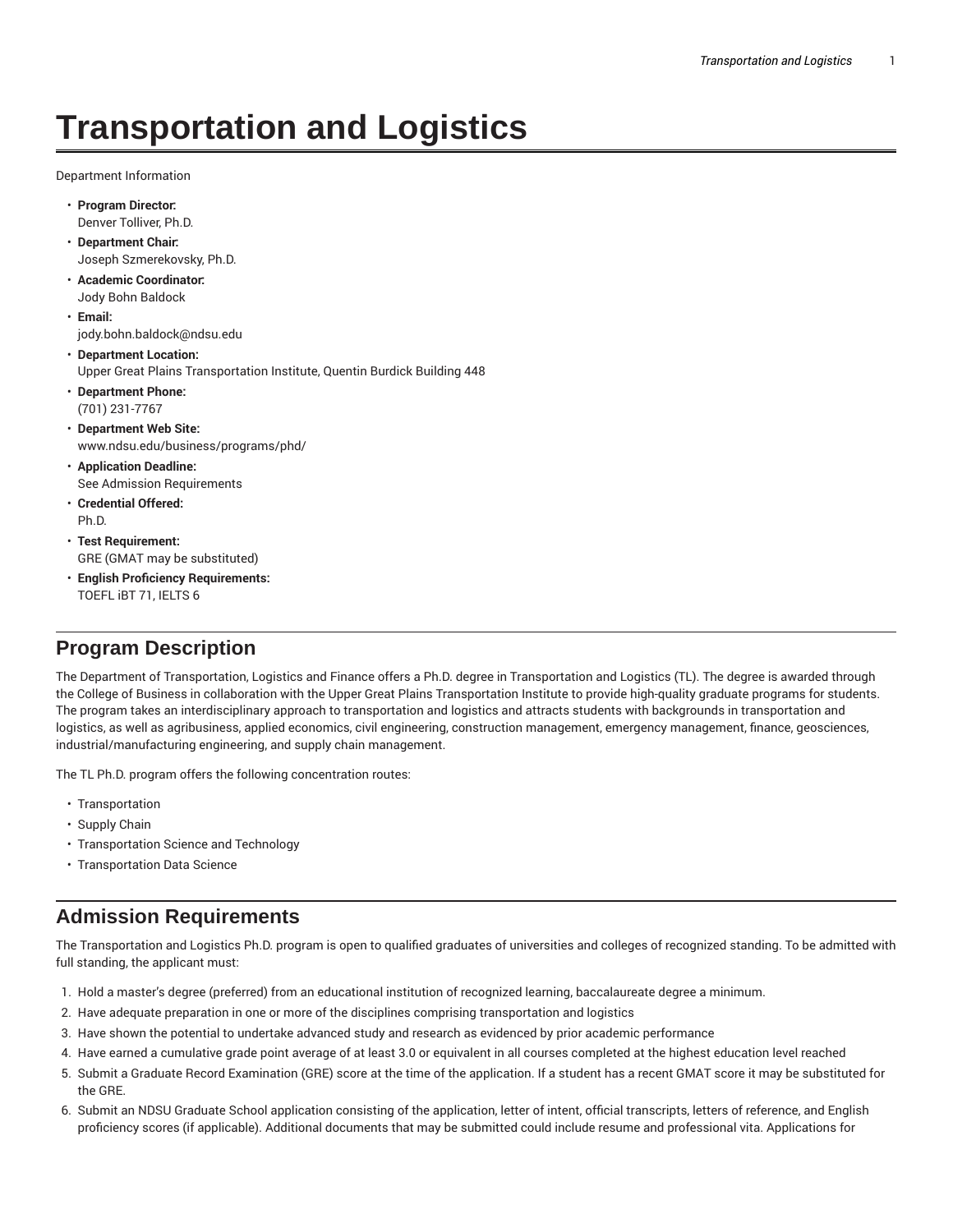# Transportation and Logistics

Department Information

- **Program Director:**
  Denver Tolliver, Ph.D.
- **Department Chair:**
  Joseph Szmerekovsky, Ph.D.
- **Academic Coordinator:**
  Jody Bohn Baldock
- **Email:**
  jody.bohn.baldock@ndsu.edu
- **Department Location:**
  Upper Great Plains Transportation Institute, Quentin Burdick Building 448
- **Department Phone:**
  (701) 231-7767
- **Department Web Site:**
  www.ndsu.edu/business/programs/phd/
- **Application Deadline:**
  See Admission Requirements
- **Credential Offered:**
  Ph.D.
- **Test Requirement:**
  GRE (GMAT may be substituted)
- **English Proficiency Requirements:**
  TOEFL iBT 71, IELTS 6

## Program Description

The Department of Transportation, Logistics and Finance offers a Ph.D. degree in Transportation and Logistics (TL). The degree is awarded through the College of Business in collaboration with the Upper Great Plains Transportation Institute to provide high-quality graduate programs for students. The program takes an interdisciplinary approach to transportation and logistics and attracts students with backgrounds in transportation and logistics, as well as agribusiness, applied economics, civil engineering, construction management, emergency management, finance, geosciences, industrial/manufacturing engineering, and supply chain management.

The TL Ph.D. program offers the following concentration routes:

- Transportation
- Supply Chain
- Transportation Science and Technology
- Transportation Data Science

## Admission Requirements

The Transportation and Logistics Ph.D. program is open to qualified graduates of universities and colleges of recognized standing. To be admitted with full standing, the applicant must:

1. Hold a master's degree (preferred) from an educational institution of recognized learning, baccalaureate degree a minimum.
2. Have adequate preparation in one or more of the disciplines comprising transportation and logistics
3. Have shown the potential to undertake advanced study and research as evidenced by prior academic performance
4. Have earned a cumulative grade point average of at least 3.0 or equivalent in all courses completed at the highest education level reached
5. Submit a Graduate Record Examination (GRE) score at the time of the application. If a student has a recent GMAT score it may be substituted for the GRE.
6. Submit an NDSU Graduate School application consisting of the application, letter of intent, official transcripts, letters of reference, and English proficiency scores (if applicable). Additional documents that may be submitted could include resume and professional vita. Applications for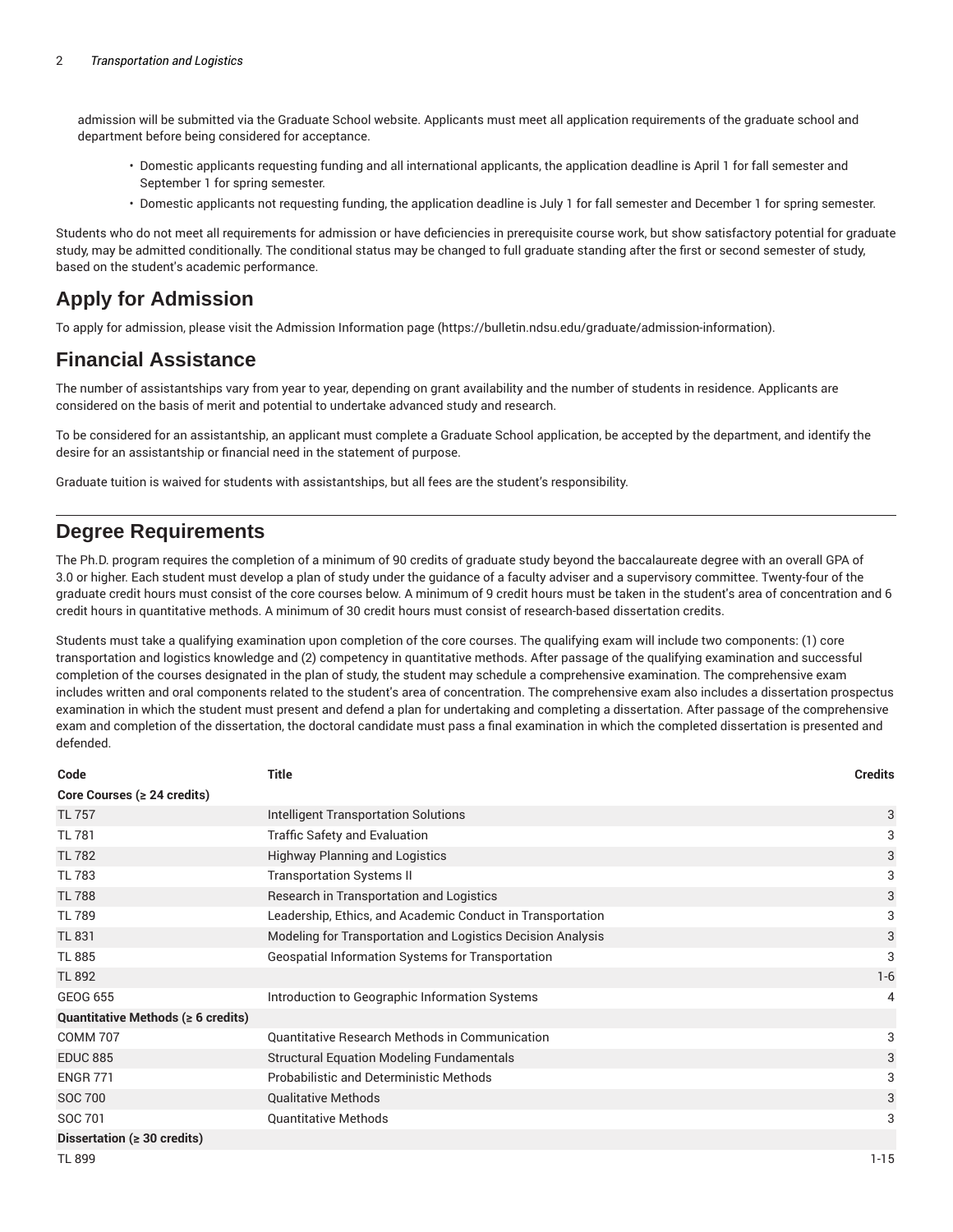admission will be submitted via the Graduate School website. Applicants must meet all application requirements of the graduate school and department before being considered for acceptance.

- Domestic applicants requesting funding and all international applicants, the application deadline is April 1 for fall semester and September 1 for spring semester.
- Domestic applicants not requesting funding, the application deadline is July 1 for fall semester and December 1 for spring semester.

Students who do not meet all requirements for admission or have deficiencies in prerequisite course work, but show satisfactory potential for graduate study, may be admitted conditionally. The conditional status may be changed to full graduate standing after the first or second semester of study, based on the student's academic performance.

## Apply for Admission

To apply for admission, please visit the Admission Information page (https://bulletin.ndsu.edu/graduate/admission-information).

## Financial Assistance

The number of assistantships vary from year to year, depending on grant availability and the number of students in residence. Applicants are considered on the basis of merit and potential to undertake advanced study and research.

To be considered for an assistantship, an applicant must complete a Graduate School application, be accepted by the department, and identify the desire for an assistantship or financial need in the statement of purpose.

Graduate tuition is waived for students with assistantships, but all fees are the student's responsibility.

## Degree Requirements

The Ph.D. program requires the completion of a minimum of 90 credits of graduate study beyond the baccalaureate degree with an overall GPA of 3.0 or higher. Each student must develop a plan of study under the guidance of a faculty adviser and a supervisory committee. Twenty-four of the graduate credit hours must consist of the core courses below. A minimum of 9 credit hours must be taken in the student's area of concentration and 6 credit hours in quantitative methods. A minimum of 30 credit hours must consist of research-based dissertation credits.

Students must take a qualifying examination upon completion of the core courses. The qualifying exam will include two components: (1) core transportation and logistics knowledge and (2) competency in quantitative methods. After passage of the qualifying examination and successful completion of the courses designated in the plan of study, the student may schedule a comprehensive examination. The comprehensive exam includes written and oral components related to the student's area of concentration. The comprehensive exam also includes a dissertation prospectus examination in which the student must present and defend a plan for undertaking and completing a dissertation. After passage of the comprehensive exam and completion of the dissertation, the doctoral candidate must pass a final examination in which the completed dissertation is presented and defended.

| Code | Title | Credits |
|---|---|---|
| **Core Courses (≥ 24 credits)** | | |
| TL 757 | Intelligent Transportation Solutions | 3 |
| TL 781 | Traffic Safety and Evaluation | 3 |
| TL 782 | Highway Planning and Logistics | 3 |
| TL 783 | Transportation Systems II | 3 |
| TL 788 | Research in Transportation and Logistics | 3 |
| TL 789 | Leadership, Ethics, and Academic Conduct in Transportation | 3 |
| TL 831 | Modeling for Transportation and Logistics Decision Analysis | 3 |
| TL 885 | Geospatial Information Systems for Transportation | 3 |
| TL 892 | | 1-6 |
| GEOG 655 | Introduction to Geographic Information Systems | 4 |
| **Quantitative Methods (≥ 6 credits)** | | |
| COMM 707 | Quantitative Research Methods in Communication | 3 |
| EDUC 885 | Structural Equation Modeling Fundamentals | 3 |
| ENGR 771 | Probabilistic and Deterministic Methods | 3 |
| SOC 700 | Qualitative Methods | 3 |
| SOC 701 | Quantitative Methods | 3 |
| **Dissertation (≥ 30 credits)** | | |
| TL 899 | | 1-15 |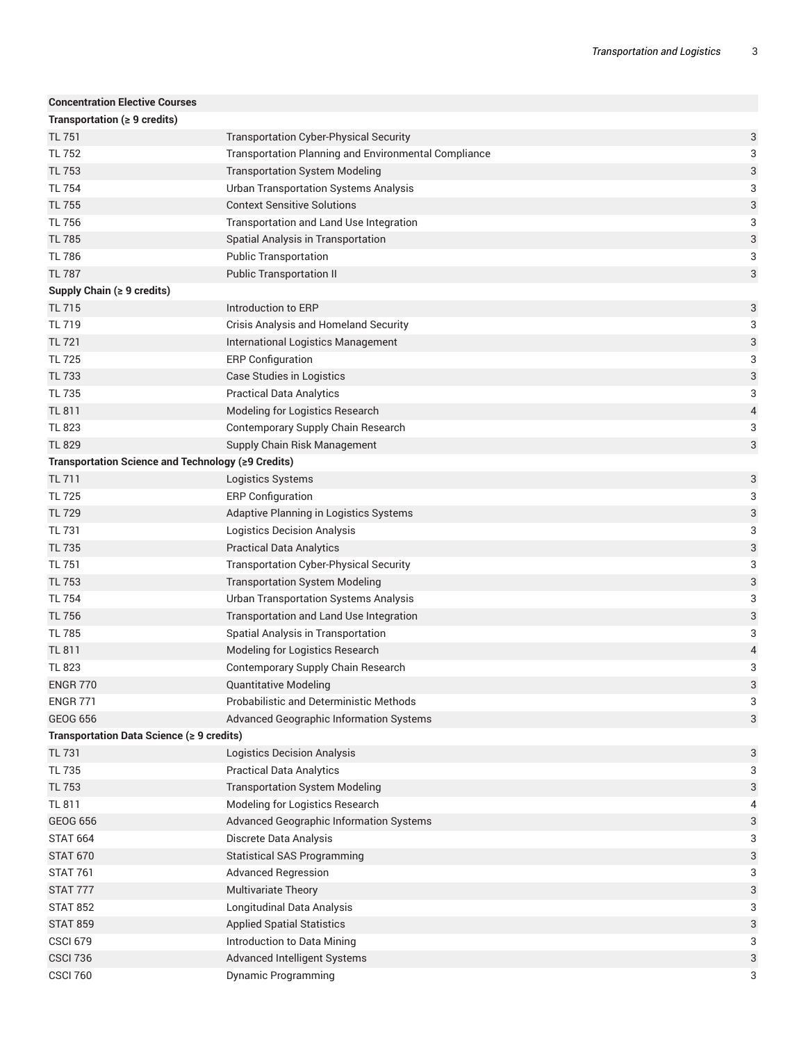| Concentration Elective Courses | | |
|---|---|---|
| **Transportation (≥ 9 credits)** | | |
| TL 751 | Transportation Cyber-Physical Security | 3 |
| TL 752 | Transportation Planning and Environmental Compliance | 3 |
| TL 753 | Transportation System Modeling | 3 |
| TL 754 | Urban Transportation Systems Analysis | 3 |
| TL 755 | Context Sensitive Solutions | 3 |
| TL 756 | Transportation and Land Use Integration | 3 |
| TL 785 | Spatial Analysis in Transportation | 3 |
| TL 786 | Public Transportation | 3 |
| TL 787 | Public Transportation II | 3 |
| **Supply Chain (≥ 9 credits)** | | |
| TL 715 | Introduction to ERP | 3 |
| TL 719 | Crisis Analysis and Homeland Security | 3 |
| TL 721 | International Logistics Management | 3 |
| TL 725 | ERP Configuration | 3 |
| TL 733 | Case Studies in Logistics | 3 |
| TL 735 | Practical Data Analytics | 3 |
| TL 811 | Modeling for Logistics Research | 4 |
| TL 823 | Contemporary Supply Chain Research | 3 |
| TL 829 | Supply Chain Risk Management | 3 |
| **Transportation Science and Technology (≥9 Credits)** | | |
| TL 711 | Logistics Systems | 3 |
| TL 725 | ERP Configuration | 3 |
| TL 729 | Adaptive Planning in Logistics Systems | 3 |
| TL 731 | Logistics Decision Analysis | 3 |
| TL 735 | Practical Data Analytics | 3 |
| TL 751 | Transportation Cyber-Physical Security | 3 |
| TL 753 | Transportation System Modeling | 3 |
| TL 754 | Urban Transportation Systems Analysis | 3 |
| TL 756 | Transportation and Land Use Integration | 3 |
| TL 785 | Spatial Analysis in Transportation | 3 |
| TL 811 | Modeling for Logistics Research | 4 |
| TL 823 | Contemporary Supply Chain Research | 3 |
| ENGR 770 | Quantitative Modeling | 3 |
| ENGR 771 | Probabilistic and Deterministic Methods | 3 |
| GEOG 656 | Advanced Geographic Information Systems | 3 |
| **Transportation Data Science (≥ 9 credits)** | | |
| TL 731 | Logistics Decision Analysis | 3 |
| TL 735 | Practical Data Analytics | 3 |
| TL 753 | Transportation System Modeling | 3 |
| TL 811 | Modeling for Logistics Research | 4 |
| GEOG 656 | Advanced Geographic Information Systems | 3 |
| STAT 664 | Discrete Data Analysis | 3 |
| STAT 670 | Statistical SAS Programming | 3 |
| STAT 761 | Advanced Regression | 3 |
| STAT 777 | Multivariate Theory | 3 |
| STAT 852 | Longitudinal Data Analysis | 3 |
| STAT 859 | Applied Spatial Statistics | 3 |
| CSCI 679 | Introduction to Data Mining | 3 |
| CSCI 736 | Advanced Intelligent Systems | 3 |
| CSCI 760 | Dynamic Programming | 3 |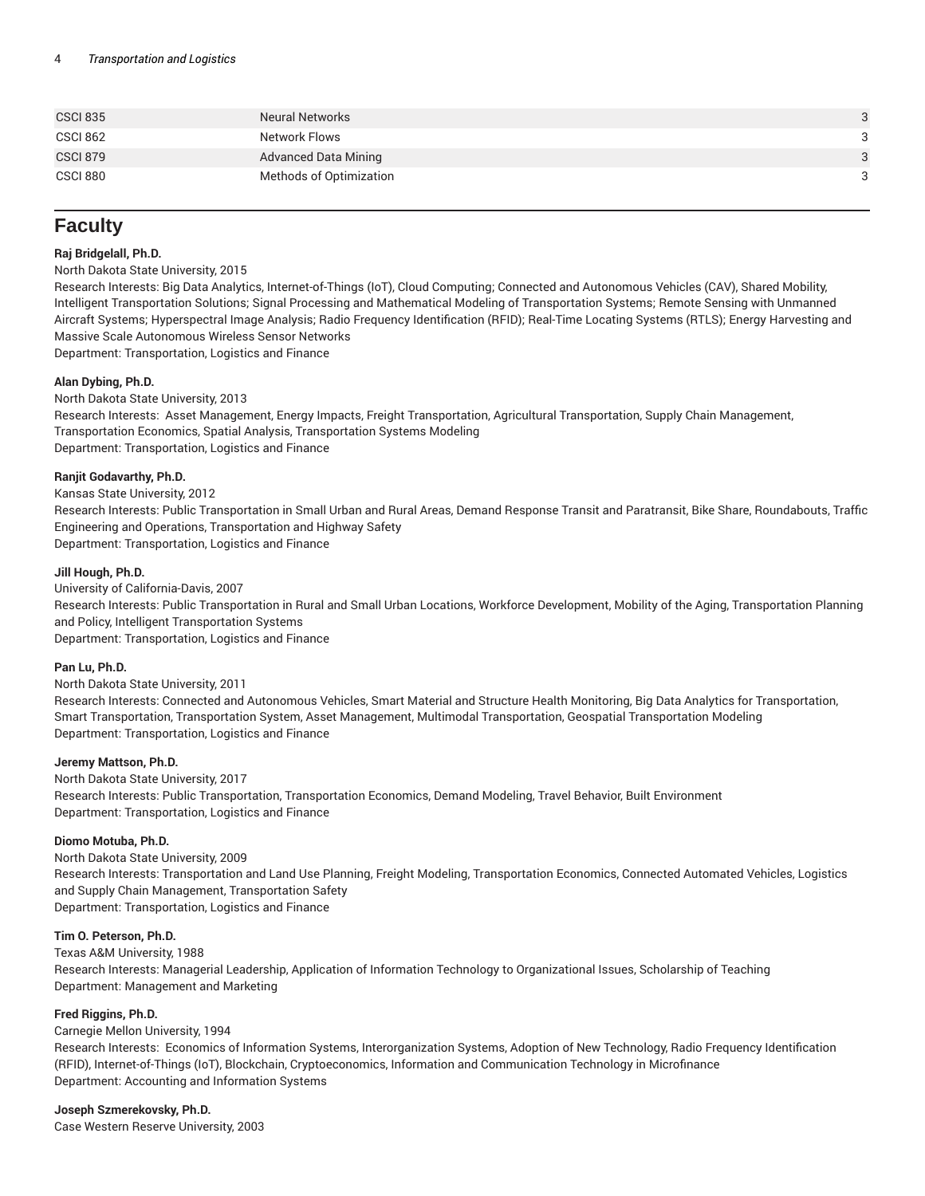| | | |
|---|---|---|
| CSCI 835 | Neural Networks | 3 |
| CSCI 862 | Network Flows | 3 |
| CSCI 879 | Advanced Data Mining | 3 |
| CSCI 880 | Methods of Optimization | 3 |

## Faculty

**Raj Bridgelall, Ph.D.**
North Dakota State University, 2015
Research Interests: Big Data Analytics, Internet-of-Things (IoT), Cloud Computing; Connected and Autonomous Vehicles (CAV), Shared Mobility, Intelligent Transportation Solutions; Signal Processing and Mathematical Modeling of Transportation Systems; Remote Sensing with Unmanned Aircraft Systems; Hyperspectral Image Analysis; Radio Frequency Identification (RFID); Real-Time Locating Systems (RTLS); Energy Harvesting and Massive Scale Autonomous Wireless Sensor Networks
Department: Transportation, Logistics and Finance

**Alan Dybing, Ph.D.**
North Dakota State University, 2013
Research Interests: Asset Management, Energy Impacts, Freight Transportation, Agricultural Transportation, Supply Chain Management, Transportation Economics, Spatial Analysis, Transportation Systems Modeling
Department: Transportation, Logistics and Finance

**Ranjit Godavarthy, Ph.D.**
Kansas State University, 2012
Research Interests: Public Transportation in Small Urban and Rural Areas, Demand Response Transit and Paratransit, Bike Share, Roundabouts, Traffic Engineering and Operations, Transportation and Highway Safety
Department: Transportation, Logistics and Finance

**Jill Hough, Ph.D.**
University of California-Davis, 2007
Research Interests: Public Transportation in Rural and Small Urban Locations, Workforce Development, Mobility of the Aging, Transportation Planning and Policy, Intelligent Transportation Systems
Department: Transportation, Logistics and Finance

**Pan Lu, Ph.D.**
North Dakota State University, 2011
Research Interests: Connected and Autonomous Vehicles, Smart Material and Structure Health Monitoring, Big Data Analytics for Transportation, Smart Transportation, Transportation System, Asset Management, Multimodal Transportation, Geospatial Transportation Modeling
Department: Transportation, Logistics and Finance

**Jeremy Mattson, Ph.D.**
North Dakota State University, 2017
Research Interests: Public Transportation, Transportation Economics, Demand Modeling, Travel Behavior, Built Environment
Department: Transportation, Logistics and Finance

**Diomo Motuba, Ph.D.**
North Dakota State University, 2009
Research Interests: Transportation and Land Use Planning, Freight Modeling, Transportation Economics, Connected Automated Vehicles, Logistics and Supply Chain Management, Transportation Safety
Department: Transportation, Logistics and Finance

**Tim O. Peterson, Ph.D.**
Texas A&M University, 1988
Research Interests: Managerial Leadership, Application of Information Technology to Organizational Issues, Scholarship of Teaching
Department: Management and Marketing

**Fred Riggins, Ph.D.**
Carnegie Mellon University, 1994
Research Interests: Economics of Information Systems, Interorganization Systems, Adoption of New Technology, Radio Frequency Identification (RFID), Internet-of-Things (IoT), Blockchain, Cryptoeconomics, Information and Communication Technology in Microfinance
Department: Accounting and Information Systems

**Joseph Szmerekovsky, Ph.D.**
Case Western Reserve University, 2003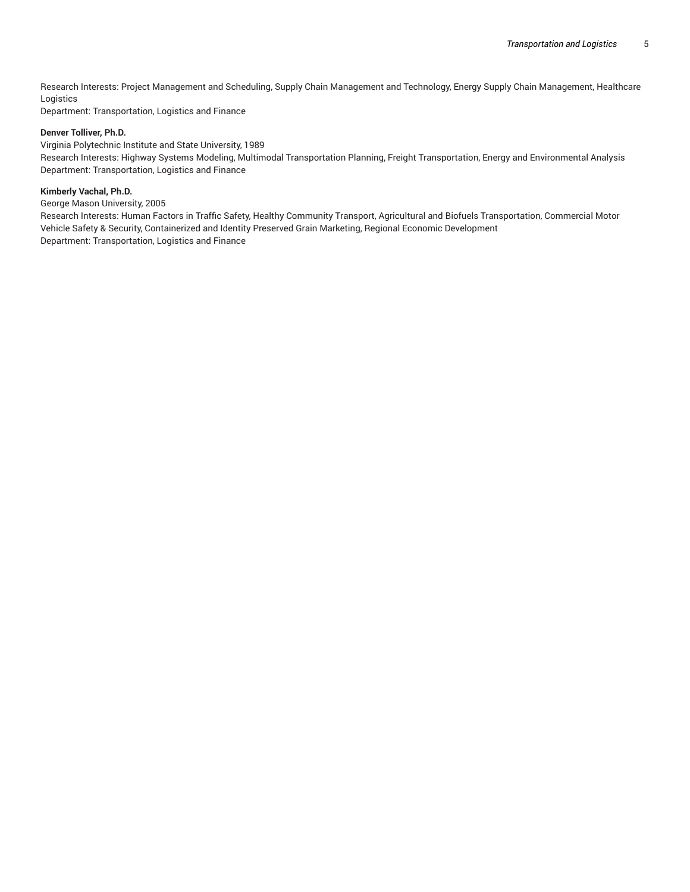Research Interests: Project Management and Scheduling, Supply Chain Management and Technology, Energy Supply Chain Management, Healthcare Logistics
Department: Transportation, Logistics and Finance

**Denver Tolliver, Ph.D.**
Virginia Polytechnic Institute and State University, 1989
Research Interests: Highway Systems Modeling, Multimodal Transportation Planning, Freight Transportation, Energy and Environmental Analysis
Department: Transportation, Logistics and Finance

**Kimberly Vachal, Ph.D.**
George Mason University, 2005
Research Interests: Human Factors in Traffic Safety, Healthy Community Transport, Agricultural and Biofuels Transportation, Commercial Motor Vehicle Safety & Security, Containerized and Identity Preserved Grain Marketing, Regional Economic Development
Department: Transportation, Logistics and Finance